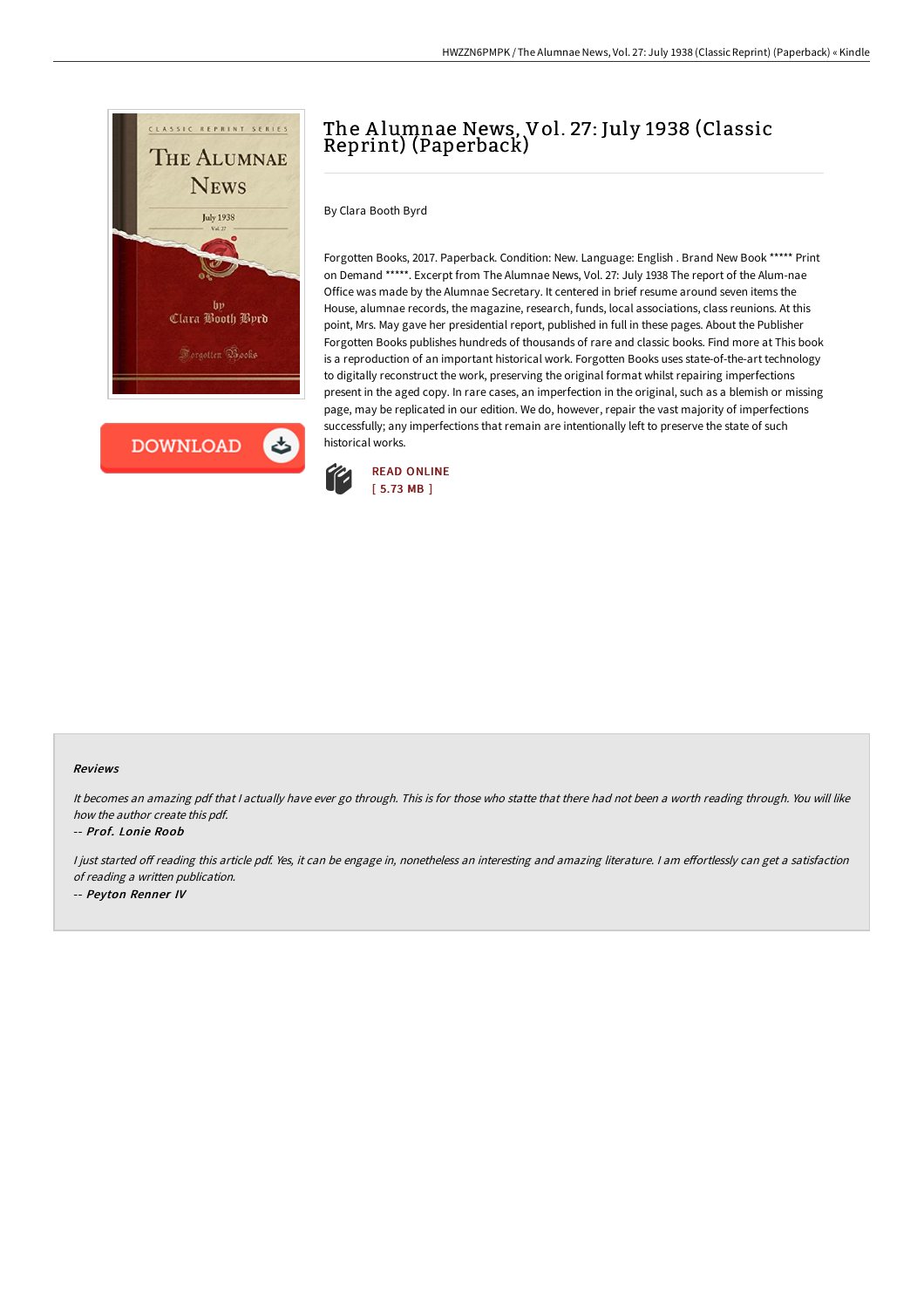# The Alumnae News, Vol. 27: July 1938 (Classic Reprint) (Paperback)

By Clara Booth Byrd

Forgotten Books, 2017. Paperback. Condition: New. Language: English . Brand New Book ***** Print on Demand *****. Excerpt from The Alumnae News, Vol. 27: July 1938 The report of the Alum-nae Office was made by the Alumnae Secretary. It centered in brief resume around seven items the House, alumnae records, the magazine, research, funds, local associations, class reunions. At this point, Mrs. May gave her presidential report, published in full in these pages. About the Publisher Forgotten Books publishes hundreds of thousands of rare and classic books. Find more at This book is a reproduction of an important historical work. Forgotten Books uses state-of-the-art technology to digitally reconstruct the work, preserving the original format whilst repairing imperfections present in the aged copy. In rare cases, an imperfection in the original, such as a blemish or missing page, may be replicated in our edition. We do, however, repair the vast majority of imperfections successfully; any imperfections that remain are intentionally left to preserve the state of such historical works.

DOWNLOAD

READ ONLINE
[ 5.73 MB ]

### Reviews

*It becomes an amazing pdf that I actually have ever go through. This is for those who statte that there had not been a worth reading through. You will like how the author create this pdf.*

-- *Prof. Lonie Roob*

*I just started off reading this article pdf. Yes, it can be engage in, nonetheless an interesting and amazing literature. I am effortlessly can get a satisfaction of reading a written publication.*

-- *Peyton Renner IV*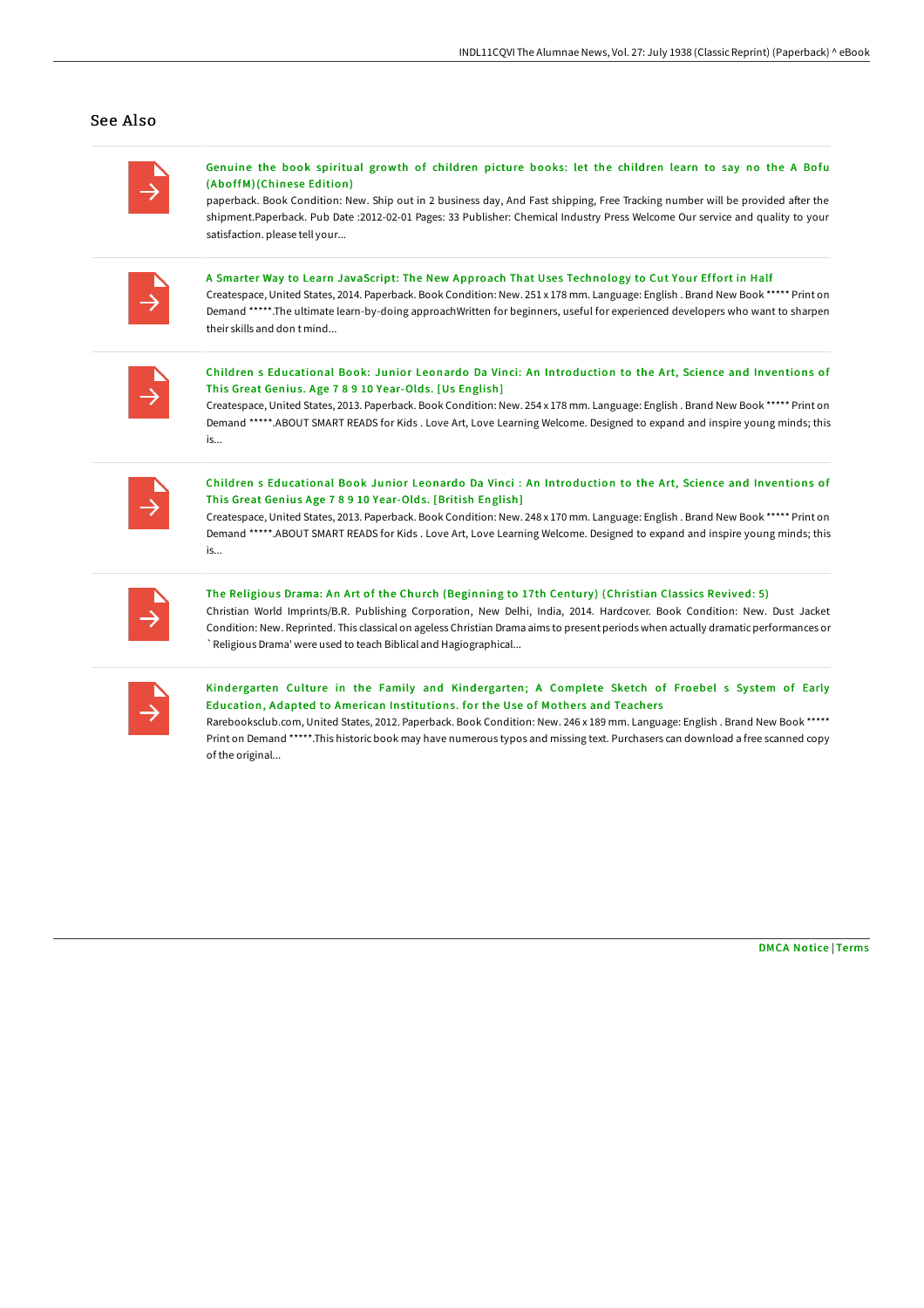## See Also

**Genuine the book spiritual growth of children picture books: let the children learn to say no the A Bofu (AboffM)(Chinese Edition)**

paperback. Book Condition: New. Ship out in 2 business day, And Fast shipping, Free Tracking number will be provided after the shipment.Paperback. Pub Date :2012-02-01 Pages: 33 Publisher: Chemical Industry Press Welcome Our service and quality to your satisfaction. please tell your...

**A Smarter Way to Learn JavaScript: The New Approach That Uses Technology to Cut Your Effort in Half**

Createspace, United States, 2014. Paperback. Book Condition: New. 251 x 178 mm. Language: English . Brand New Book ***** Print on Demand *****.The ultimate learn-by-doing approachWritten for beginners, useful for experienced developers who want to sharpen their skills and don t mind...

**Children s Educational Book: Junior Leonardo Da Vinci: An Introduction to the Art, Science and Inventions of This Great Genius. Age 7 8 9 10 Year-Olds. [Us English]**

Createspace, United States, 2013. Paperback. Book Condition: New. 254 x 178 mm. Language: English . Brand New Book ***** Print on Demand *****.ABOUT SMART READS for Kids . Love Art, Love Learning Welcome. Designed to expand and inspire young minds; this is...

**Children s Educational Book Junior Leonardo Da Vinci : An Introduction to the Art, Science and Inventions of This Great Genius Age 7 8 9 10 Year-Olds. [British English]**

Createspace, United States, 2013. Paperback. Book Condition: New. 248 x 170 mm. Language: English . Brand New Book ***** Print on Demand *****.ABOUT SMART READS for Kids . Love Art, Love Learning Welcome. Designed to expand and inspire young minds; this is...

**The Religious Drama: An Art of the Church (Beginning to 17th Century) (Christian Classics Revived: 5)**

Christian World Imprints/B.R. Publishing Corporation, New Delhi, India, 2014. Hardcover. Book Condition: New. Dust Jacket Condition: New. Reprinted. This classical on ageless Christian Drama aims to present periods when actually dramatic performances or `Religious Drama' were used to teach Biblical and Hagiographical...

**Kindergarten Culture in the Family and Kindergarten; A Complete Sketch of Froebel s System of Early Education, Adapted to American Institutions. for the Use of Mothers and Teachers**

Rarebooksclub.com, United States, 2012. Paperback. Book Condition: New. 246 x 189 mm. Language: English . Brand New Book ***** Print on Demand *****.This historic book may have numerous typos and missing text. Purchasers can download a free scanned copy of the original...

DMCA Notice | Terms